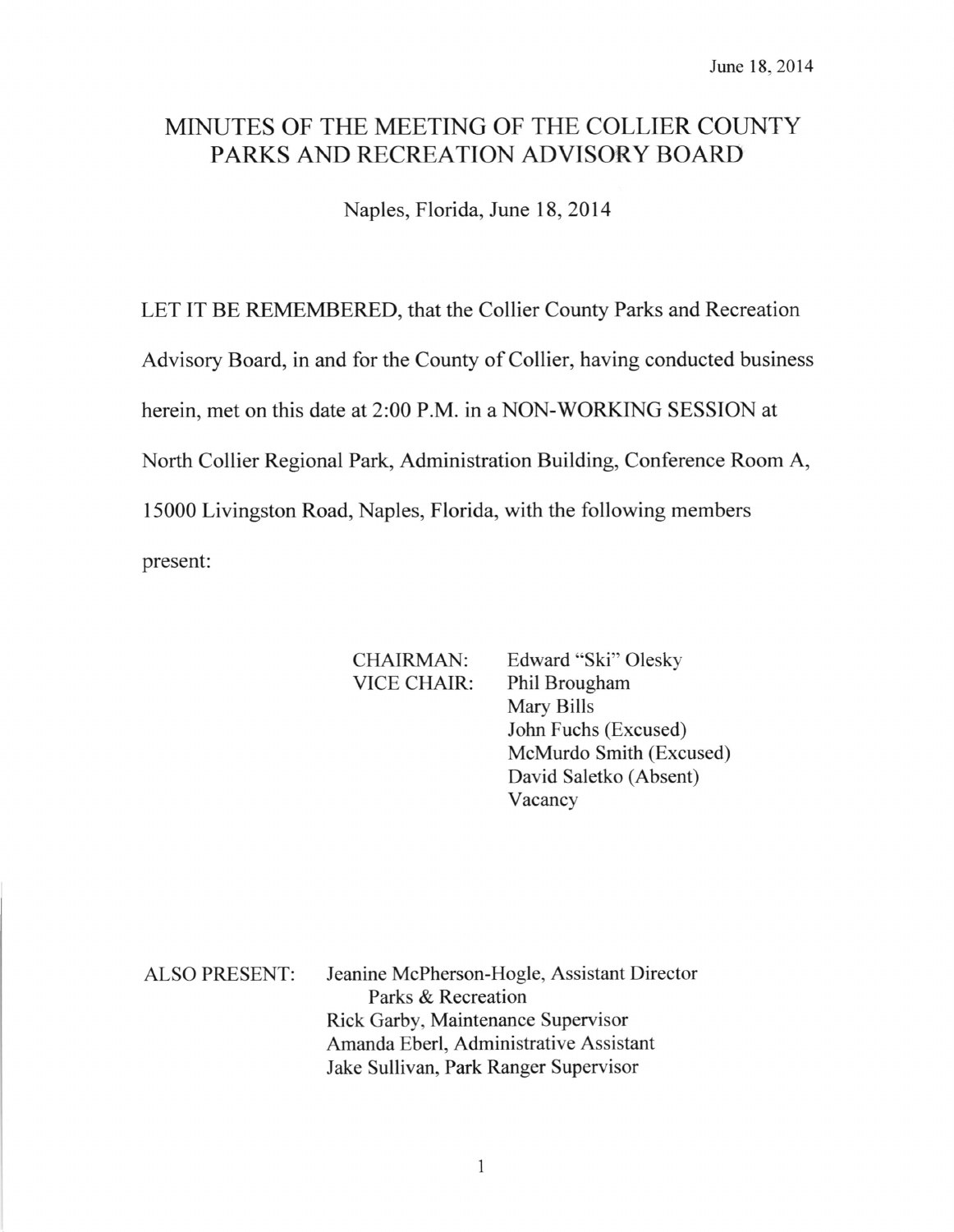June 18, 2014

# MINUTES OF THE MEETING OF THE COLLIER COUNTY PARKS AND RECREATION ADVISORY BOARD

Naples, Florida, June 18, 2014

LET IT BE REMEMBERED, that the Collier County Parks and Recreation Advisory Board, in and for the County of Collier, having conducted business herein, met on this date at 2:00 P.M. in a NON-WORKING SESSION at North Collier Regional Park, Administration Building, Conference Room A, 15000 Livingston Road, Naples, Florida, with the following members present:

CHAIRMAN: Edward "Ski" Olesky
VICE CHAIR: Phil Brougham
Mary Bills
John Fuchs (Excused)
McMurdo Smith (Excused)
David Saletko (Absent)
Vacancy

ALSO PRESENT: Jeanine McPherson-Hogle, Assistant Director Parks & Recreation
Rick Garby, Maintenance Supervisor
Amanda Eberl, Administrative Assistant
Jake Sullivan, Park Ranger Supervisor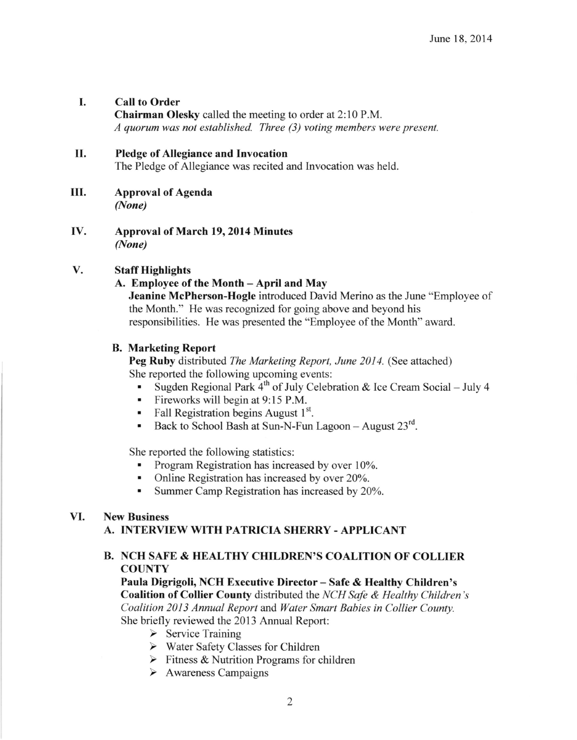June 18, 2014

## I. Call to Order

**Chairman Olesky** called the meeting to order at 2:10 P.M.
*A quorum was not established. Three (3) voting members were present.*

## II. Pledge of Allegiance and Invocation

The Pledge of Allegiance was recited and Invocation was held.

## III. Approval of Agenda

*(None)*

## IV. Approval of March 19, 2014 Minutes

*(None)*

## V. Staff Highlights

### A. Employee of the Month – April and May

**Jeanine McPherson-Hogle** introduced David Merino as the June "Employee of the Month." He was recognized for going above and beyond his responsibilities. He was presented the "Employee of the Month" award.

### B. Marketing Report

**Peg Ruby** distributed *The Marketing Report, June 2014.* (See attached)
She reported the following upcoming events:

- Sugden Regional Park 4th of July Celebration & Ice Cream Social – July 4
- Fireworks will begin at 9:15 P.M.
- Fall Registration begins August 1st.
- Back to School Bash at Sun-N-Fun Lagoon – August 23rd.

She reported the following statistics:

- Program Registration has increased by over 10%.
- Online Registration has increased by over 20%.
- Summer Camp Registration has increased by 20%.

## VI. New Business

### A. INTERVIEW WITH PATRICIA SHERRY - APPLICANT

### B. NCH SAFE & HEALTHY CHILDREN'S COALITION OF COLLIER COUNTY

**Paula Digrigoli, NCH Executive Director – Safe & Healthy Children's Coalition of Collier County** distributed the *NCH Safe & Healthy Children's Coalition 2013 Annual Report* and *Water Smart Babies in Collier County.*
She briefly reviewed the 2013 Annual Report:

- Service Training
- Water Safety Classes for Children
- Fitness & Nutrition Programs for children
- Awareness Campaigns